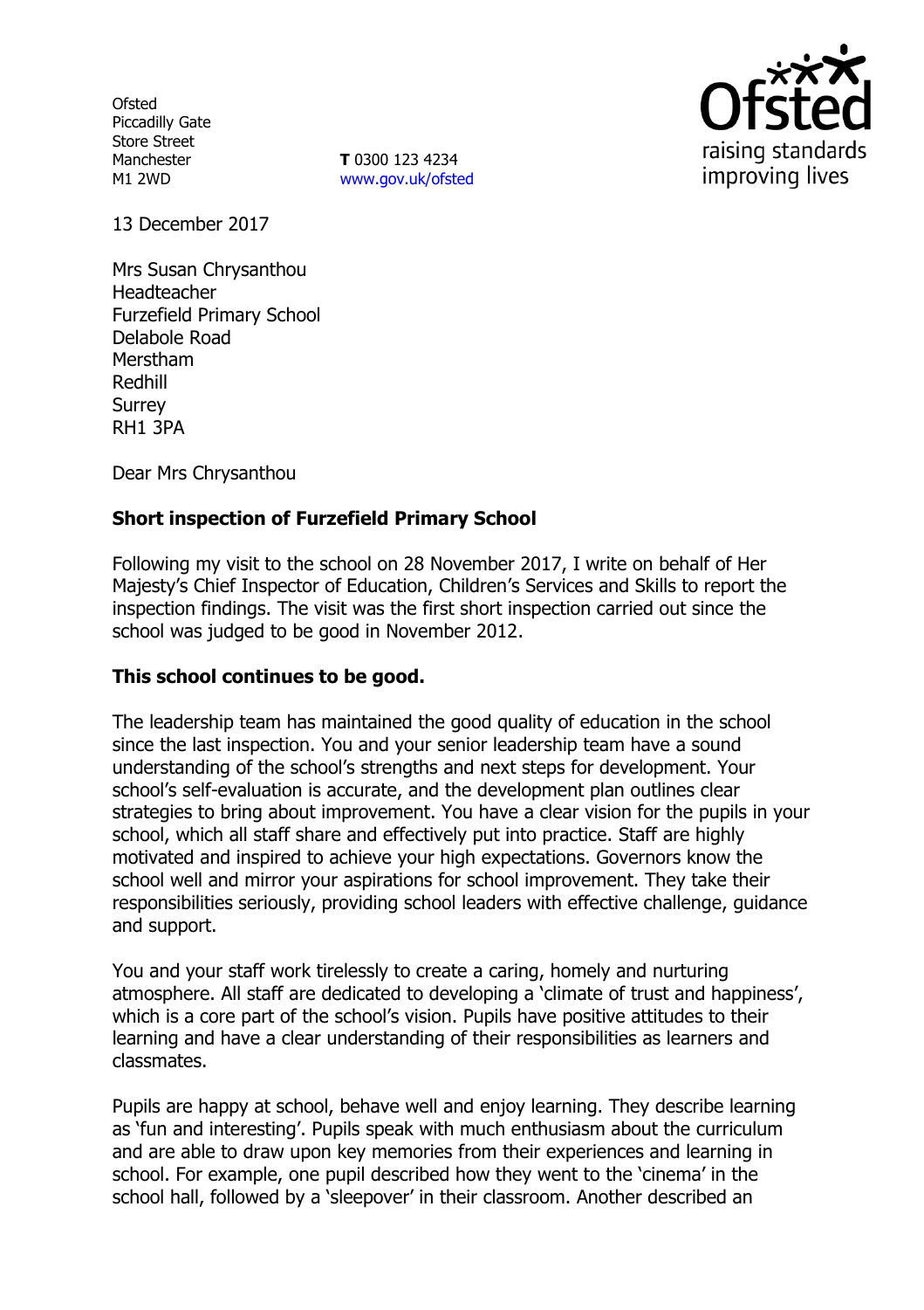Ofsted
Piccadilly Gate
Store Street
Manchester
M1 2WD

**T** 0300 123 4234
www.gov.uk/ofsted

13 December 2017

Mrs Susan Chrysanthou
Headteacher
Furzefield Primary School
Delabole Road
Merstham
Redhill
Surrey
RH1 3PA

Dear Mrs Chrysanthou

**Short inspection of Furzefield Primary School**

Following my visit to the school on 28 November 2017, I write on behalf of Her Majesty's Chief Inspector of Education, Children's Services and Skills to report the inspection findings. The visit was the first short inspection carried out since the school was judged to be good in November 2012.

**This school continues to be good.**

The leadership team has maintained the good quality of education in the school since the last inspection. You and your senior leadership team have a sound understanding of the school's strengths and next steps for development. Your school's self-evaluation is accurate, and the development plan outlines clear strategies to bring about improvement. You have a clear vision for the pupils in your school, which all staff share and effectively put into practice. Staff are highly motivated and inspired to achieve your high expectations. Governors know the school well and mirror your aspirations for school improvement. They take their responsibilities seriously, providing school leaders with effective challenge, guidance and support.

You and your staff work tirelessly to create a caring, homely and nurturing atmosphere. All staff are dedicated to developing a 'climate of trust and happiness', which is a core part of the school's vision. Pupils have positive attitudes to their learning and have a clear understanding of their responsibilities as learners and classmates.

Pupils are happy at school, behave well and enjoy learning. They describe learning as 'fun and interesting'. Pupils speak with much enthusiasm about the curriculum and are able to draw upon key memories from their experiences and learning in school. For example, one pupil described how they went to the 'cinema' in the school hall, followed by a 'sleepover' in their classroom. Another described an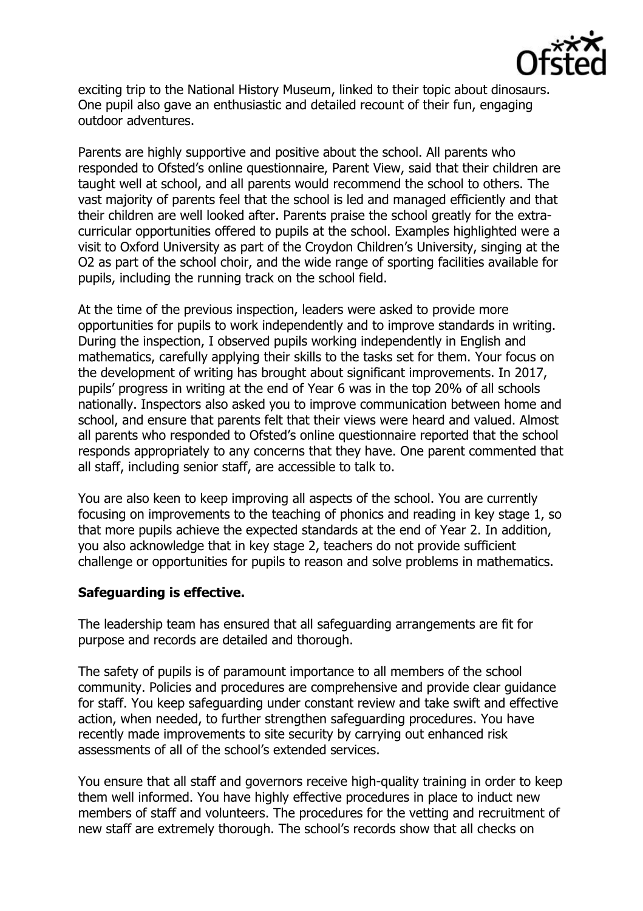exciting trip to the National History Museum, linked to their topic about dinosaurs. One pupil also gave an enthusiastic and detailed recount of their fun, engaging outdoor adventures.

Parents are highly supportive and positive about the school. All parents who responded to Ofsted's online questionnaire, Parent View, said that their children are taught well at school, and all parents would recommend the school to others. The vast majority of parents feel that the school is led and managed efficiently and that their children are well looked after. Parents praise the school greatly for the extra-curricular opportunities offered to pupils at the school. Examples highlighted were a visit to Oxford University as part of the Croydon Children's University, singing at the O2 as part of the school choir, and the wide range of sporting facilities available for pupils, including the running track on the school field.

At the time of the previous inspection, leaders were asked to provide more opportunities for pupils to work independently and to improve standards in writing. During the inspection, I observed pupils working independently in English and mathematics, carefully applying their skills to the tasks set for them. Your focus on the development of writing has brought about significant improvements. In 2017, pupils' progress in writing at the end of Year 6 was in the top 20% of all schools nationally. Inspectors also asked you to improve communication between home and school, and ensure that parents felt that their views were heard and valued. Almost all parents who responded to Ofsted's online questionnaire reported that the school responds appropriately to any concerns that they have. One parent commented that all staff, including senior staff, are accessible to talk to.

You are also keen to keep improving all aspects of the school. You are currently focusing on improvements to the teaching of phonics and reading in key stage 1, so that more pupils achieve the expected standards at the end of Year 2. In addition, you also acknowledge that in key stage 2, teachers do not provide sufficient challenge or opportunities for pupils to reason and solve problems in mathematics.

**Safeguarding is effective.**

The leadership team has ensured that all safeguarding arrangements are fit for purpose and records are detailed and thorough.

The safety of pupils is of paramount importance to all members of the school community. Policies and procedures are comprehensive and provide clear guidance for staff. You keep safeguarding under constant review and take swift and effective action, when needed, to further strengthen safeguarding procedures. You have recently made improvements to site security by carrying out enhanced risk assessments of all of the school's extended services.

You ensure that all staff and governors receive high-quality training in order to keep them well informed. You have highly effective procedures in place to induct new members of staff and volunteers. The procedures for the vetting and recruitment of new staff are extremely thorough. The school's records show that all checks on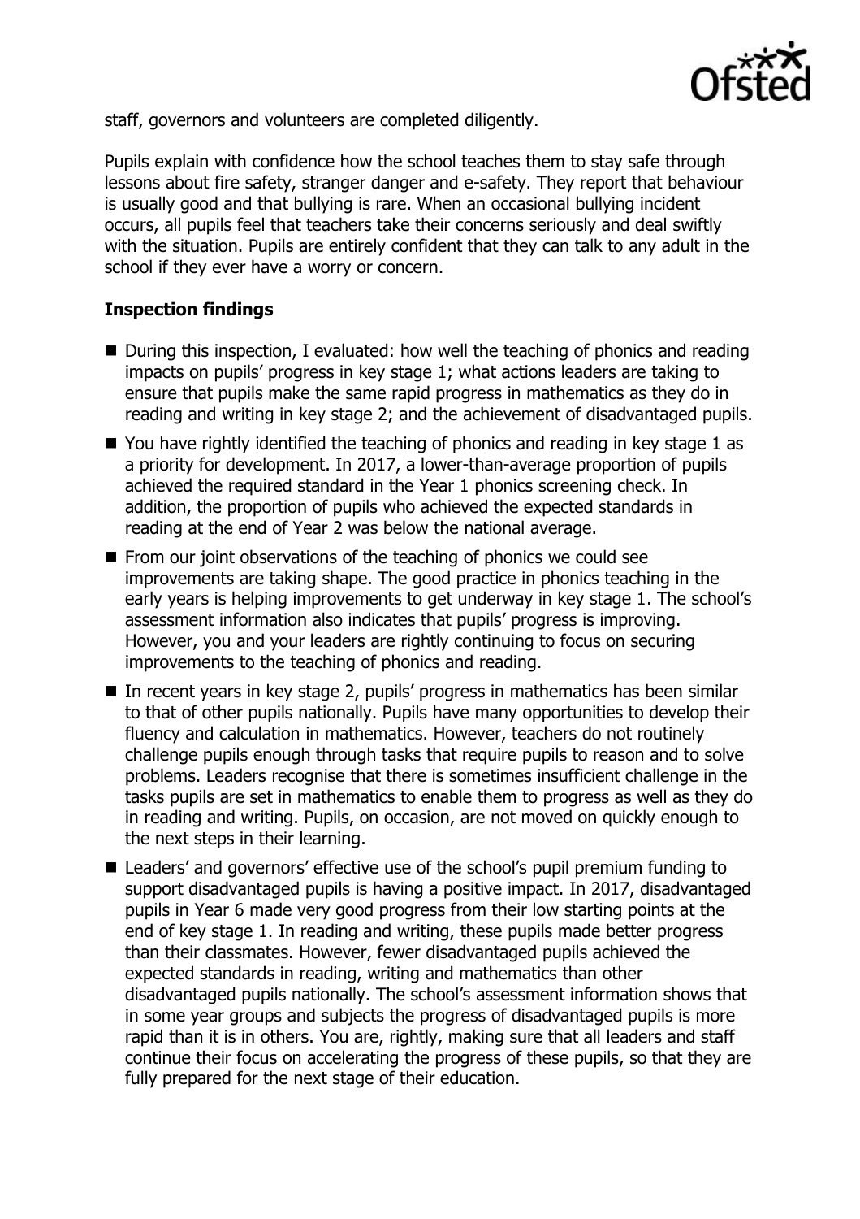staff, governors and volunteers are completed diligently.

Pupils explain with confidence how the school teaches them to stay safe through lessons about fire safety, stranger danger and e-safety. They report that behaviour is usually good and that bullying is rare. When an occasional bullying incident occurs, all pupils feel that teachers take their concerns seriously and deal swiftly with the situation. Pupils are entirely confident that they can talk to any adult in the school if they ever have a worry or concern.

### Inspection findings

- During this inspection, I evaluated: how well the teaching of phonics and reading impacts on pupils' progress in key stage 1; what actions leaders are taking to ensure that pupils make the same rapid progress in mathematics as they do in reading and writing in key stage 2; and the achievement of disadvantaged pupils.
- You have rightly identified the teaching of phonics and reading in key stage 1 as a priority for development. In 2017, a lower-than-average proportion of pupils achieved the required standard in the Year 1 phonics screening check. In addition, the proportion of pupils who achieved the expected standards in reading at the end of Year 2 was below the national average.
- From our joint observations of the teaching of phonics we could see improvements are taking shape. The good practice in phonics teaching in the early years is helping improvements to get underway in key stage 1. The school's assessment information also indicates that pupils' progress is improving. However, you and your leaders are rightly continuing to focus on securing improvements to the teaching of phonics and reading.
- In recent years in key stage 2, pupils' progress in mathematics has been similar to that of other pupils nationally. Pupils have many opportunities to develop their fluency and calculation in mathematics. However, teachers do not routinely challenge pupils enough through tasks that require pupils to reason and to solve problems. Leaders recognise that there is sometimes insufficient challenge in the tasks pupils are set in mathematics to enable them to progress as well as they do in reading and writing. Pupils, on occasion, are not moved on quickly enough to the next steps in their learning.
- Leaders' and governors' effective use of the school's pupil premium funding to support disadvantaged pupils is having a positive impact. In 2017, disadvantaged pupils in Year 6 made very good progress from their low starting points at the end of key stage 1. In reading and writing, these pupils made better progress than their classmates. However, fewer disadvantaged pupils achieved the expected standards in reading, writing and mathematics than other disadvantaged pupils nationally. The school's assessment information shows that in some year groups and subjects the progress of disadvantaged pupils is more rapid than it is in others. You are, rightly, making sure that all leaders and staff continue their focus on accelerating the progress of these pupils, so that they are fully prepared for the next stage of their education.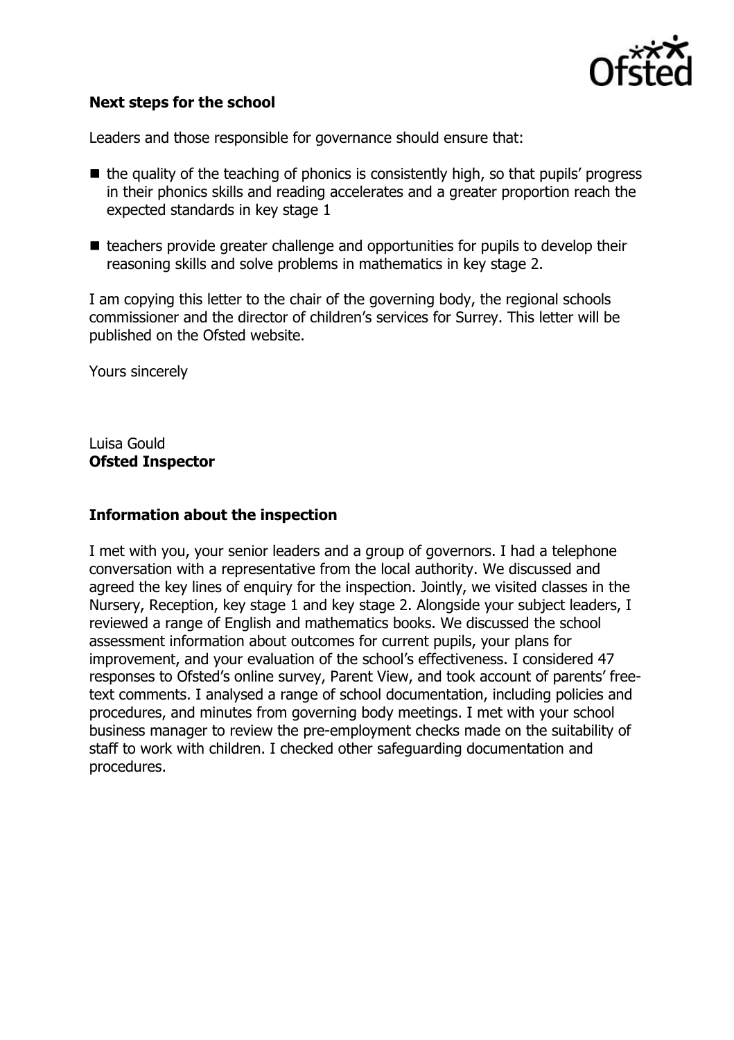## Next steps for the school

Leaders and those responsible for governance should ensure that:

- the quality of the teaching of phonics is consistently high, so that pupils' progress in their phonics skills and reading accelerates and a greater proportion reach the expected standards in key stage 1
- teachers provide greater challenge and opportunities for pupils to develop their reasoning skills and solve problems in mathematics in key stage 2.

I am copying this letter to the chair of the governing body, the regional schools commissioner and the director of children's services for Surrey. This letter will be published on the Ofsted website.

Yours sincerely

Luisa Gould
**Ofsted Inspector**

## Information about the inspection

I met with you, your senior leaders and a group of governors. I had a telephone conversation with a representative from the local authority. We discussed and agreed the key lines of enquiry for the inspection. Jointly, we visited classes in the Nursery, Reception, key stage 1 and key stage 2. Alongside your subject leaders, I reviewed a range of English and mathematics books. We discussed the school assessment information about outcomes for current pupils, your plans for improvement, and your evaluation of the school's effectiveness. I considered 47 responses to Ofsted's online survey, Parent View, and took account of parents' free-text comments. I analysed a range of school documentation, including policies and procedures, and minutes from governing body meetings. I met with your school business manager to review the pre-employment checks made on the suitability of staff to work with children. I checked other safeguarding documentation and procedures.